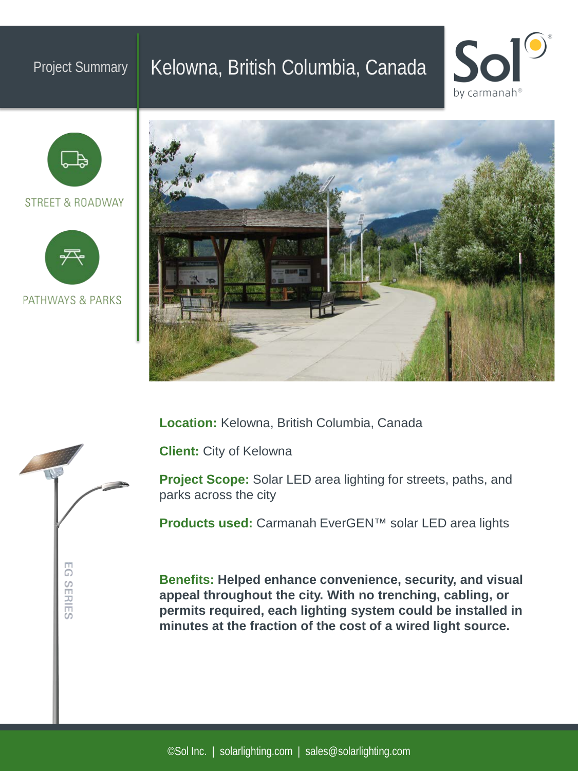Project Summary

# Kelowna, British Columbia, Canada

Sol by carmanah®

STREET & ROADWAY

PATHWAYS & PARKS

EG SERIES

**Location:** Kelowna, British Columbia, Canada

**Client:** City of Kelowna

**Project Scope:** Solar LED area lighting for streets, paths, and parks across the city

**Products used:** Carmanah EverGEN™ solar LED area lights

**Benefits: Helped enhance convenience, security, and visual appeal throughout the city. With no trenching, cabling, or permits required, each lighting system could be installed in minutes at the fraction of the cost of a wired light source.**

©Sol Inc. | solarlighting.com | sales@solarlighting.com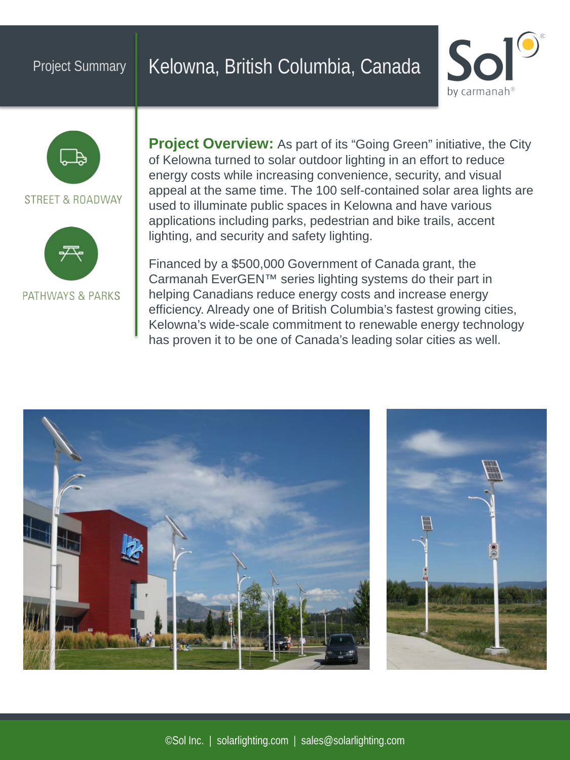Project Summary

# Kelowna, British Columbia, Canada

Sol by carmanah®

STREET & ROADWAY

PATHWAYS & PARKS

**Project Overview:** As part of its "Going Green" initiative, the City of Kelowna turned to solar outdoor lighting in an effort to reduce energy costs while increasing convenience, security, and visual appeal at the same time. The 100 self-contained solar area lights are used to illuminate public spaces in Kelowna and have various applications including parks, pedestrian and bike trails, accent lighting, and security and safety lighting.

Financed by a $500,000 Government of Canada grant, the Carmanah EverGEN™ series lighting systems do their part in helping Canadians reduce energy costs and increase energy efficiency. Already one of British Columbia's fastest growing cities, Kelowna's wide-scale commitment to renewable energy technology has proven it to be one of Canada's leading solar cities as well.

©Sol Inc. | solarlighting.com | sales@solarlighting.com